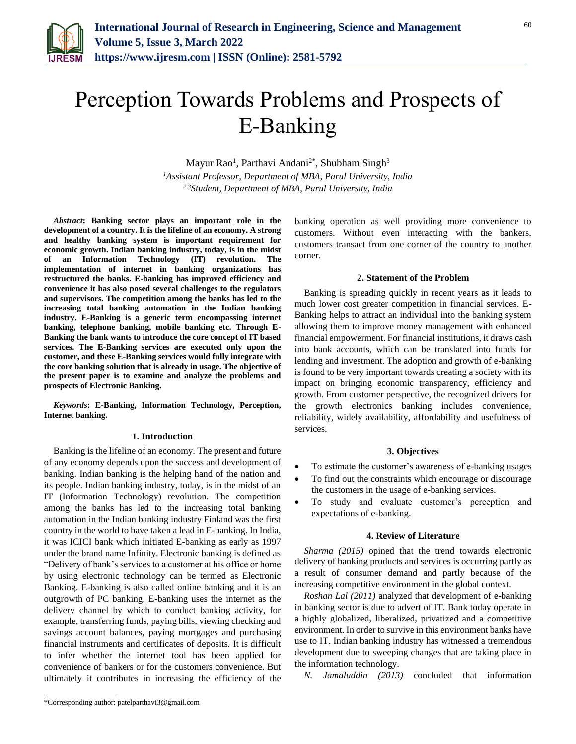# Perception Towards Problems and Prospects of E-Banking

Mayur Rao[1], Parthavi Andani[2*], Shubham Singh[3]

[1]*Assistant Professor, Department of MBA, Parul University, India*
[2,3]*Student, Department of MBA, Parul University, India*

***Abstract*: Banking sector plays an important role in the development of a country. It is the lifeline of an economy. A strong and healthy banking system is important requirement for economic growth. Indian banking industry, today, is in the midst of an Information Technology (IT) revolution. The implementation of internet in banking organizations has restructured the banks. E-banking has improved efficiency and convenience it has also posed several challenges to the regulators and supervisors. The competition among the banks has led to the increasing total banking automation in the Indian banking industry. E-Banking is a generic term encompassing internet banking, telephone banking, mobile banking etc. Through E-Banking the bank wants to introduce the core concept of IT based services. The E-Banking services are executed only upon the customer, and these E-Banking services would fully integrate with the core banking solution that is already in usage. The objective of the present paper is to examine and analyze the problems and prospects of Electronic Banking.**

***Keywords*: E-Banking, Information Technology, Perception, Internet banking.**

## 1. Introduction

Banking is the lifeline of an economy. The present and future of any economy depends upon the success and development of banking. Indian banking is the helping hand of the nation and its people. Indian banking industry, today, is in the midst of an IT (Information Technology) revolution. The competition among the banks has led to the increasing total banking automation in the Indian banking industry Finland was the first country in the world to have taken a lead in E-banking. In India, it was ICICI bank which initiated E-banking as early as 1997 under the brand name Infinity. Electronic banking is defined as "Delivery of bank's services to a customer at his office or home by using electronic technology can be termed as Electronic Banking. E-banking is also called online banking and it is an outgrowth of PC banking. E-banking uses the internet as the delivery channel by which to conduct banking activity, for example, transferring funds, paying bills, viewing checking and savings account balances, paying mortgages and purchasing financial instruments and certificates of deposits. It is difficult to infer whether the internet tool has been applied for convenience of bankers or for the customers convenience. But ultimately it contributes in increasing the efficiency of the banking operation as well providing more convenience to customers. Without even interacting with the bankers, customers transact from one corner of the country to another corner.

## 2. Statement of the Problem

Banking is spreading quickly in recent years as it leads to much lower cost greater competition in financial services. E-Banking helps to attract an individual into the banking system allowing them to improve money management with enhanced financial empowerment. For financial institutions, it draws cash into bank accounts, which can be translated into funds for lending and investment. The adoption and growth of e-banking is found to be very important towards creating a society with its impact on bringing economic transparency, efficiency and growth. From customer perspective, the recognized drivers for the growth electronics banking includes convenience, reliability, widely availability, affordability and usefulness of services.

## 3. Objectives

- To estimate the customer's awareness of e-banking usages
- To find out the constraints which encourage or discourage the customers in the usage of e-banking services.
- To study and evaluate customer's perception and expectations of e-banking.

## 4. Review of Literature

*Sharma (2015)* opined that the trend towards electronic delivery of banking products and services is occurring partly as a result of consumer demand and partly because of the increasing competitive environment in the global context.

*Roshan Lal (2011)* analyzed that development of e-banking in banking sector is due to advert of IT. Bank today operate in a highly globalized, liberalized, privatized and a competitive environment. In order to survive in this environment banks have use to IT. Indian banking industry has witnessed a tremendous development due to sweeping changes that are taking place in the information technology.

*N. Jamaluddin (2013)* concluded that information

*Corresponding author: patelparthavi3@gmail.com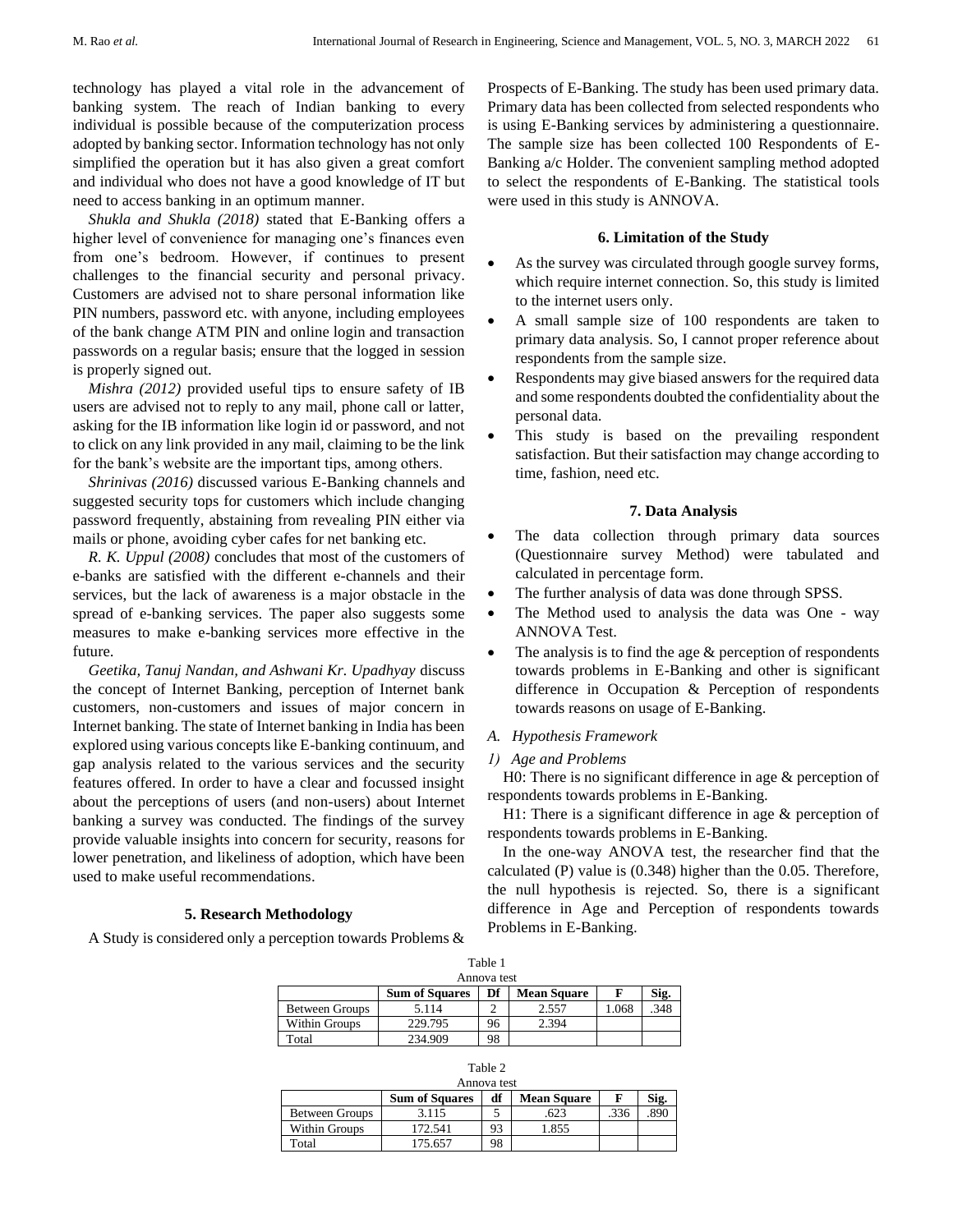technology has played a vital role in the advancement of banking system. The reach of Indian banking to every individual is possible because of the computerization process adopted by banking sector. Information technology has not only simplified the operation but it has also given a great comfort and individual who does not have a good knowledge of IT but need to access banking in an optimum manner.

*Shukla and Shukla (2018)* stated that E-Banking offers a higher level of convenience for managing one's finances even from one's bedroom. However, if continues to present challenges to the financial security and personal privacy. Customers are advised not to share personal information like PIN numbers, password etc. with anyone, including employees of the bank change ATM PIN and online login and transaction passwords on a regular basis; ensure that the logged in session is properly signed out.

*Mishra (2012)* provided useful tips to ensure safety of IB users are advised not to reply to any mail, phone call or latter, asking for the IB information like login id or password, and not to click on any link provided in any mail, claiming to be the link for the bank's website are the important tips, among others.

*Shrinivas (2016)* discussed various E-Banking channels and suggested security tops for customers which include changing password frequently, abstaining from revealing PIN either via mails or phone, avoiding cyber cafes for net banking etc.

*R. K. Uppul (2008)* concludes that most of the customers of e-banks are satisfied with the different e-channels and their services, but the lack of awareness is a major obstacle in the spread of e-banking services. The paper also suggests some measures to make e-banking services more effective in the future.

*Geetika, Tanuj Nandan, and Ashwani Kr. Upadhyay* discuss the concept of Internet Banking, perception of Internet bank customers, non-customers and issues of major concern in Internet banking. The state of Internet banking in India has been explored using various concepts like E-banking continuum, and gap analysis related to the various services and the security features offered. In order to have a clear and focussed insight about the perceptions of users (and non-users) about Internet banking a survey was conducted. The findings of the survey provide valuable insights into concern for security, reasons for lower penetration, and likeliness of adoption, which have been used to make useful recommendations.

## 5. Research Methodology

A Study is considered only a perception towards Problems & Prospects of E-Banking. The study has been used primary data. Primary data has been collected from selected respondents who is using E-Banking services by administering a questionnaire. The sample size has been collected 100 Respondents of E-Banking a/c Holder. The convenient sampling method adopted to select the respondents of E-Banking. The statistical tools were used in this study is ANNOVA.

## 6. Limitation of the Study

- As the survey was circulated through google survey forms, which require internet connection. So, this study is limited to the internet users only.
- A small sample size of 100 respondents are taken to primary data analysis. So, I cannot proper reference about respondents from the sample size.
- Respondents may give biased answers for the required data and some respondents doubted the confidentiality about the personal data.
- This study is based on the prevailing respondent satisfaction. But their satisfaction may change according to time, fashion, need etc.

## 7. Data Analysis

- The data collection through primary data sources (Questionnaire survey Method) were tabulated and calculated in percentage form.
- The further analysis of data was done through SPSS.
- The Method used to analysis the data was One - way ANNOVA Test.
- The analysis is to find the age & perception of respondents towards problems in E-Banking and other is significant difference in Occupation & Perception of respondents towards reasons on usage of E-Banking.

### *A. Hypothesis Framework*

#### *1) Age and Problems*

H0: There is no significant difference in age & perception of respondents towards problems in E-Banking.

H1: There is a significant difference in age & perception of respondents towards problems in E-Banking.

In the one-way ANOVA test, the researcher find that the calculated (P) value is (0.348) higher than the 0.05. Therefore, the null hypothesis is rejected. So, there is a significant difference in Age and Perception of respondents towards Problems in E-Banking.

Table 1
Annova test

| | Sum of Squares | Df | Mean Square | F | Sig. |
|---|---|---|---|---|---|
| Between Groups | 5.114 | 2 | 2.557 | 1.068 | .348 |
| Within Groups | 229.795 | 96 | 2.394 | | |
| Total | 234.909 | 98 | | | |

Table 2
Annova test

| | Sum of Squares | df | Mean Square | F | Sig. |
|---|---|---|---|---|---|
| Between Groups | 3.115 | 5 | .623 | .336 | .890 |
| Within Groups | 172.541 | 93 | 1.855 | | |
| Total | 175.657 | 98 | | | |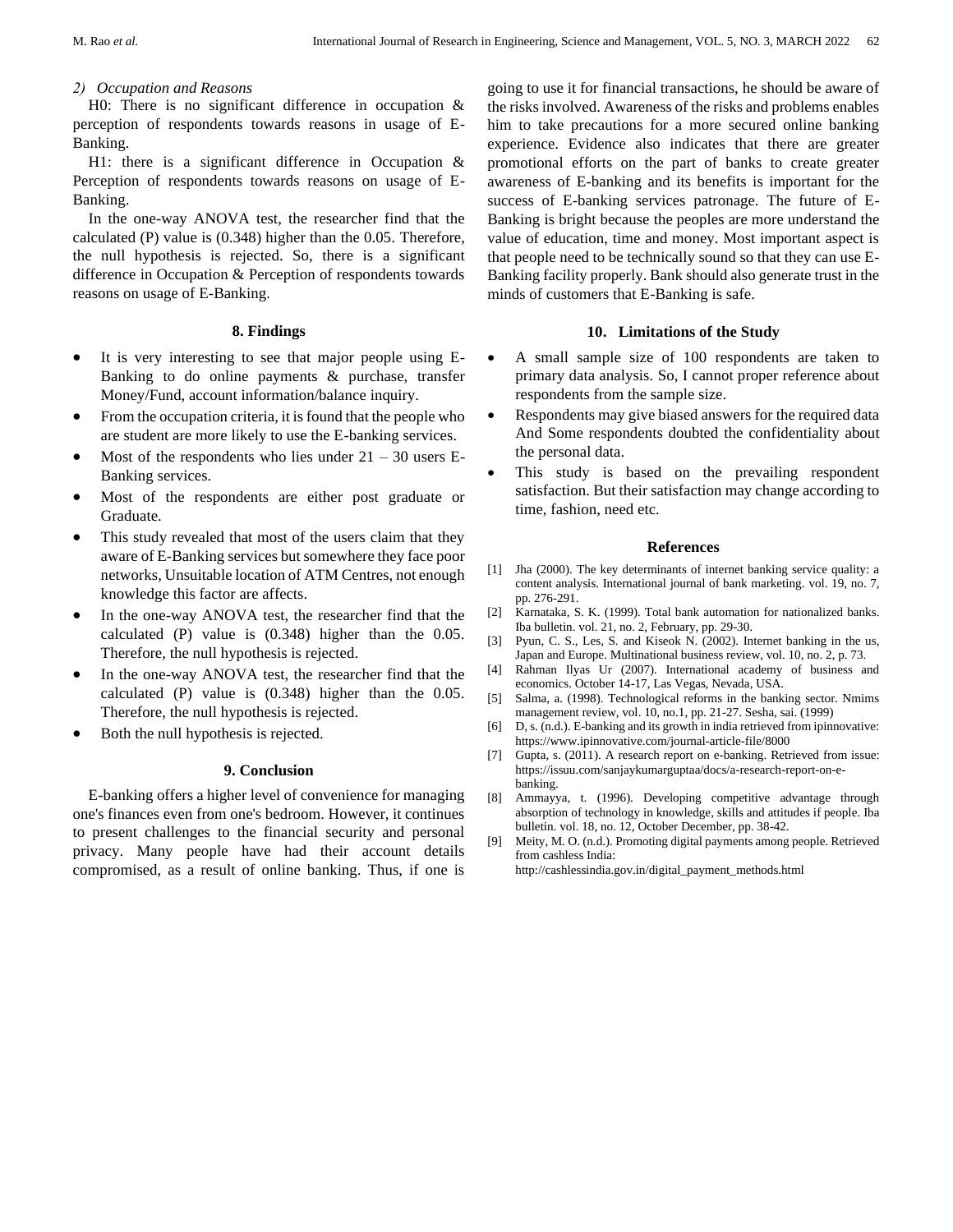*2) Occupation and Reasons*

H0: There is no significant difference in occupation & perception of respondents towards reasons in usage of E-Banking.

H1: there is a significant difference in Occupation & Perception of respondents towards reasons on usage of E-Banking.

In the one-way ANOVA test, the researcher find that the calculated (P) value is (0.348) higher than the 0.05. Therefore, the null hypothesis is rejected. So, there is a significant difference in Occupation & Perception of respondents towards reasons on usage of E-Banking.

## 8. Findings

- It is very interesting to see that major people using E-Banking to do online payments & purchase, transfer Money/Fund, account information/balance inquiry.
- From the occupation criteria, it is found that the people who are student are more likely to use the E-banking services.
- Most of the respondents who lies under 21 – 30 users E-Banking services.
- Most of the respondents are either post graduate or Graduate.
- This study revealed that most of the users claim that they aware of E-Banking services but somewhere they face poor networks, Unsuitable location of ATM Centres, not enough knowledge this factor are affects.
- In the one-way ANOVA test, the researcher find that the calculated (P) value is (0.348) higher than the 0.05. Therefore, the null hypothesis is rejected.
- In the one-way ANOVA test, the researcher find that the calculated (P) value is (0.348) higher than the 0.05. Therefore, the null hypothesis is rejected.
- Both the null hypothesis is rejected.

## 9. Conclusion

E-banking offers a higher level of convenience for managing one's finances even from one's bedroom. However, it continues to present challenges to the financial security and personal privacy. Many people have had their account details compromised, as a result of online banking. Thus, if one is going to use it for financial transactions, he should be aware of the risks involved. Awareness of the risks and problems enables him to take precautions for a more secured online banking experience. Evidence also indicates that there are greater promotional efforts on the part of banks to create greater awareness of E-banking and its benefits is important for the success of E-banking services patronage. The future of E-Banking is bright because the peoples are more understand the value of education, time and money. Most important aspect is that people need to be technically sound so that they can use E-Banking facility properly. Bank should also generate trust in the minds of customers that E-Banking is safe.

## 10. Limitations of the Study

- A small sample size of 100 respondents are taken to primary data analysis. So, I cannot proper reference about respondents from the sample size.
- Respondents may give biased answers for the required data And Some respondents doubted the confidentiality about the personal data.
- This study is based on the prevailing respondent satisfaction. But their satisfaction may change according to time, fashion, need etc.

## References

[1] Jha (2000). The key determinants of internet banking service quality: a content analysis. International journal of bank marketing. vol. 19, no. 7, pp. 276-291.

[2] Karnataka, S. K. (1999). Total bank automation for nationalized banks. Iba bulletin. vol. 21, no. 2, February, pp. 29-30.

[3] Pyun, C. S., Les, S. and Kiseok N. (2002). Internet banking in the us, Japan and Europe. Multinational business review, vol. 10, no. 2, p. 73.

[4] Rahman Ilyas Ur (2007). International academy of business and economics. October 14-17, Las Vegas, Nevada, USA.

[5] Salma, a. (1998). Technological reforms in the banking sector. Nmims management review, vol. 10, no.1, pp. 21-27. Sesha, sai. (1999)

[6] D, s. (n.d.). E-banking and its growth in india retrieved from ipinnovative: https://www.ipinnovative.com/journal-article-file/8000

[7] Gupta, s. (2011). A research report on e-banking. Retrieved from issue: https://issuu.com/sanjaykumarguptaa/docs/a-research-report-on-e-banking.

[8] Ammayya, t. (1996). Developing competitive advantage through absorption of technology in knowledge, skills and attitudes if people. Iba bulletin. vol. 18, no. 12, October December, pp. 38-42.

[9] Meity, M. O. (n.d.). Promoting digital payments among people. Retrieved from cashless India: http://cashlessindia.gov.in/digital_payment_methods.html